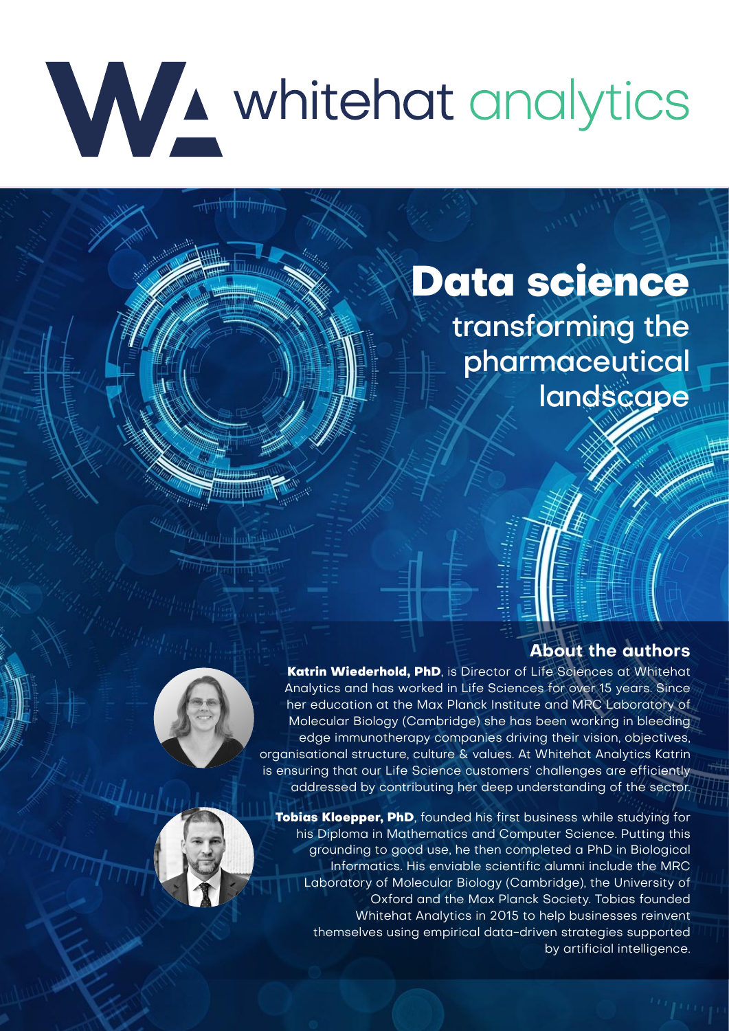whitehat analytics

# Data science

## transforming the pharmaceutical landscape

### About the authors

**Katrin Wiederhold, PhD**, is Director of Life Sciences at Whitehat Analytics and has worked in Life Sciences for over 15 years. Since her education at the Max Planck Institute and MRC Laboratory of Molecular Biology (Cambridge) she has been working in bleeding edge immunotherapy companies driving their vision, objectives, organisational structure, culture & values. At Whitehat Analytics Katrin is ensuring that our Life Science customers' challenges are efficiently addressed by contributing her deep understanding of the sector.

**Tobias Kloepper, PhD**, founded his first business while studying for his Diploma in Mathematics and Computer Science. Putting this grounding to good use, he then completed a PhD in Biological Informatics. His enviable scientific alumni include the MRC Laboratory of Molecular Biology (Cambridge), the University of Oxford and the Max Planck Society. Tobias founded Whitehat Analytics in 2015 to help businesses reinvent themselves using empirical data-driven strategies supported by artificial intelligence.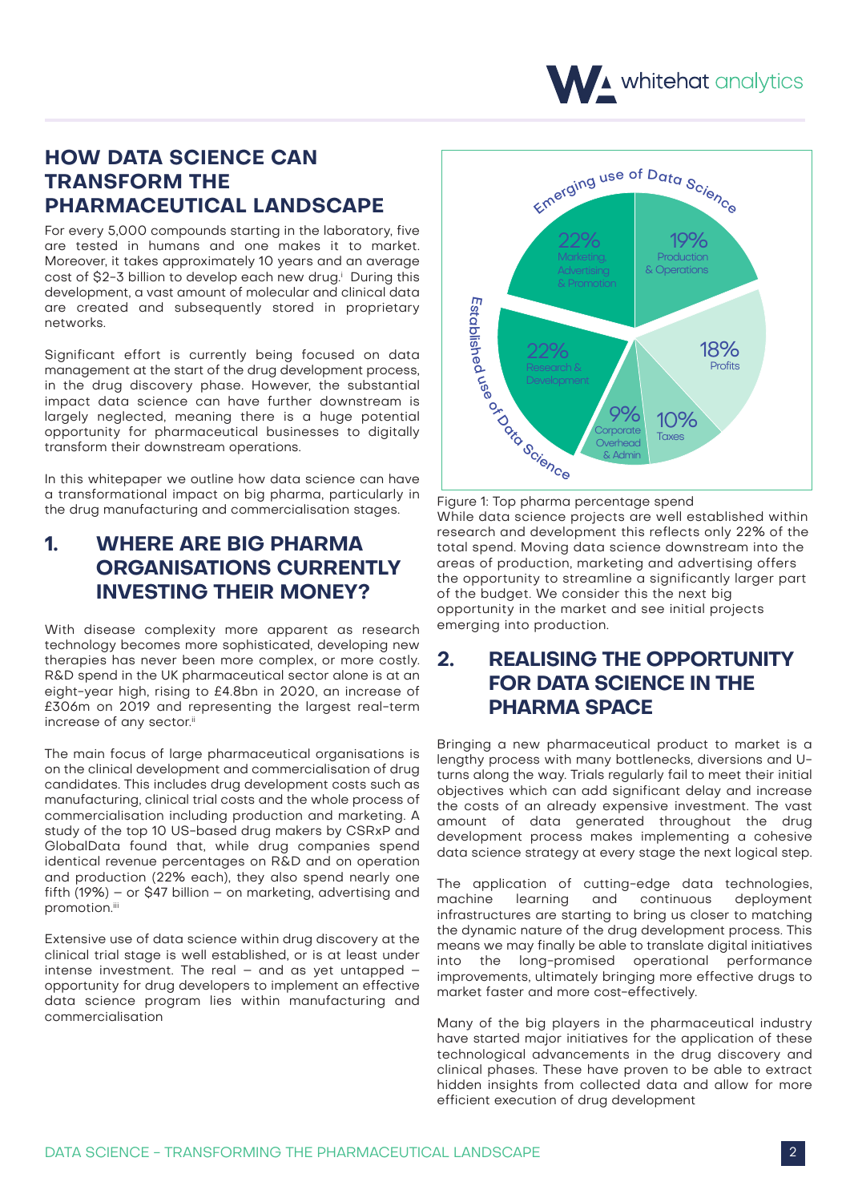# HOW DATA SCIENCE CAN TRANSFORM THE PHARMACEUTICAL LANDSCAPE

For every 5,000 compounds starting in the laboratory, five are tested in humans and one makes it to market. Moreover, it takes approximately 10 years and an average cost of $2-3 billion to develop each new drug.[i] During this development, a vast amount of molecular and clinical data are created and subsequently stored in proprietary networks.

Significant effort is currently being focused on data management at the start of the drug development process, in the drug discovery phase. However, the substantial impact data science can have further downstream is largely neglected, meaning there is a huge potential opportunity for pharmaceutical businesses to digitally transform their downstream operations.

In this whitepaper we outline how data science can have a transformational impact on big pharma, particularly in the drug manufacturing and commercialisation stages.

## 1. WHERE ARE BIG PHARMA ORGANISATIONS CURRENTLY INVESTING THEIR MONEY?

With disease complexity more apparent as research technology becomes more sophisticated, developing new therapies has never been more complex, or more costly. R&D spend in the UK pharmaceutical sector alone is at an eight-year high, rising to £4.8bn in 2020, an increase of £306m on 2019 and representing the largest real-term increase of any sector.[ii]

The main focus of large pharmaceutical organisations is on the clinical development and commercialisation of drug candidates. This includes drug development costs such as manufacturing, clinical trial costs and the whole process of commercialisation including production and marketing. A study of the top 10 US-based drug makers by CSRxP and GlobalData found that, while drug companies spend identical revenue percentages on R&D and on operation and production (22% each), they also spend nearly one fifth (19%) – or $47 billion – on marketing, advertising and promotion.[iii]

Extensive use of data science within drug discovery at the clinical trial stage is well established, or is at least under intense investment. The real – and as yet untapped – opportunity for drug developers to implement an effective data science program lies within manufacturing and commercialisation

Emerging use of Data Science

- 22% Marketing, Advertising & Promotion
- 19% Production & Operations
- 18% Profits
- 10% Taxes
- 9% Corporate Overhead & Admin
- 22% Research & Development

Established use of Data Science

Figure 1: Top pharma percentage spend

While data science projects are well established within research and development this reflects only 22% of the total spend. Moving data science downstream into the areas of production, marketing and advertising offers the opportunity to streamline a significantly larger part of the budget. We consider this the next big opportunity in the market and see initial projects emerging into production.

## 2. REALISING THE OPPORTUNITY FOR DATA SCIENCE IN THE PHARMA SPACE

Bringing a new pharmaceutical product to market is a lengthy process with many bottlenecks, diversions and U-turns along the way. Trials regularly fail to meet their initial objectives which can add significant delay and increase the costs of an already expensive investment. The vast amount of data generated throughout the drug development process makes implementing a cohesive data science strategy at every stage the next logical step.

The application of cutting-edge data technologies, machine learning and continuous deployment infrastructures are starting to bring us closer to matching the dynamic nature of the drug development process. This means we may finally be able to translate digital initiatives into the long-promised operational performance improvements, ultimately bringing more effective drugs to market faster and more cost-effectively.

Many of the big players in the pharmaceutical industry have started major initiatives for the application of these technological advancements in the drug discovery and clinical phases. These have proven to be able to extract hidden insights from collected data and allow for more efficient execution of drug development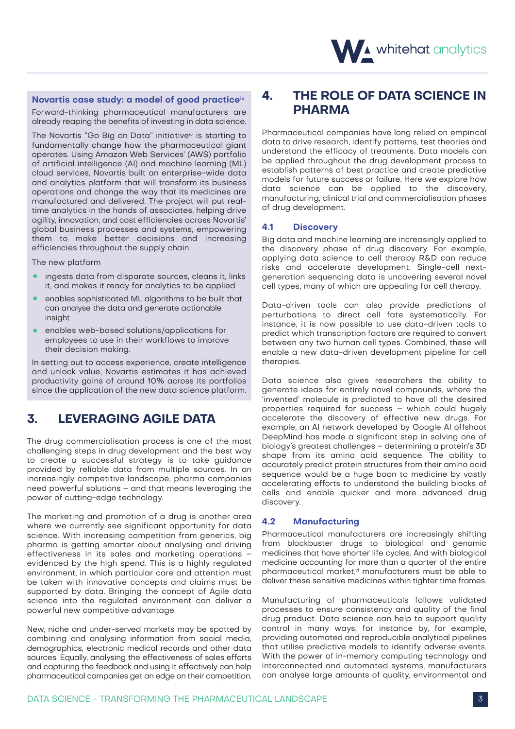**Novartis case study: a model of good practice**[iv]

Forward-thinking pharmaceutical manufacturers are already reaping the benefits of investing in data science.

The Novartis "Go Big on Data" initiative[iv] is starting to fundamentally change how the pharmaceutical giant operates. Using Amazon Web Services' (AWS) portfolio of artificial intelligence (AI) and machine learning (ML) cloud services, Novartis built an enterprise-wide data and analytics platform that will transform its business operations and change the way that its medicines are manufactured and delivered. The project will put real-time analytics in the hands of associates, helping drive agility, innovation, and cost efficiencies across Novartis' global business processes and systems, empowering them to make better decisions and increasing efficiencies throughout the supply chain.

The new platform

- ingests data from disparate sources, cleans it, links it, and makes it ready for analytics to be applied
- enables sophisticated ML algorithms to be built that can analyse the data and generate actionable insight
- enables web-based solutions/applications for employees to use in their workflows to improve their decision making.

In setting out to access experience, create intelligence and unlock value, Novartis estimates it has achieved productivity gains of around 10% across its portfolios since the application of the new data science platform.

## 3. LEVERAGING AGILE DATA

The drug commercialisation process is one of the most challenging steps in drug development and the best way to create a successful strategy is to take guidance provided by reliable data from multiple sources. In an increasingly competitive landscape, pharma companies need powerful solutions – and that means leveraging the power of cutting-edge technology.

The marketing and promotion of a drug is another area where we currently see significant opportunity for data science. With increasing competition from generics, big pharma is getting smarter about analysing and driving effectiveness in its sales and marketing operations – evidenced by the high spend. This is a highly regulated environment, in which particular care and attention must be taken with innovative concepts and claims must be supported by data. Bringing the concept of Agile data science into the regulated environment can deliver a powerful new competitive advantage.

New, niche and under-served markets may be spotted by combining and analysing information from social media, demographics, electronic medical records and other data sources. Equally, analysing the effectiveness of sales efforts and capturing the feedback and using it effectively can help pharmaceutical companies get an edge on their competition.

## 4. THE ROLE OF DATA SCIENCE IN PHARMA

Pharmaceutical companies have long relied on empirical data to drive research, identify patterns, test theories and understand the efficacy of treatments. Data models can be applied throughout the drug development process to establish patterns of best practice and create predictive models for future success or failure. Here we explore how data science can be applied to the discovery, manufacturing, clinical trial and commercialisation phases of drug development.

### 4.1 Discovery

Big data and machine learning are increasingly applied to the discovery phase of drug discovery. For example, applying data science to cell therapy R&D can reduce risks and accelerate development. Single-cell next-generation sequencing data is uncovering several novel cell types, many of which are appealing for cell therapy.

Data-driven tools can also provide predictions of perturbations to direct cell fate systematically. For instance, it is now possible to use data-driven tools to predict which transcription factors are required to convert between any two human cell types. Combined, these will enable a new data-driven development pipeline for cell therapies.

Data science also gives researchers the ability to generate ideas for entirely novel compounds, where the 'invented' molecule is predicted to have all the desired properties required for success – which could hugely accelerate the discovery of effective new drugs. For example, an AI network developed by Google AI offshoot DeepMind has made a significant step in solving one of biology's greatest challenges – determining a protein's 3D shape from its amino acid sequence. The ability to accurately predict protein structures from their amino acid sequence would be a huge boon to medicine by vastly accelerating efforts to understand the building blocks of cells and enable quicker and more advanced drug discovery.

### 4.2 Manufacturing

Pharmaceutical manufacturers are increasingly shifting from blockbuster drugs to biological and genomic medicines that have shorter life cycles. And with biological medicine accounting for more than a quarter of the entire pharmaceutical market,[vi] manufacturers must be able to deliver these sensitive medicines within tighter time frames.

Manufacturing of pharmaceuticals follows validated processes to ensure consistency and quality of the final drug product. Data science can help to support quality control in many ways, for instance by, for example, providing automated and reproducible analytical pipelines that utilise predictive models to identify adverse events. With the power of in-memory computing technology and interconnected and automated systems, manufacturers can analyse large amounts of quality, environmental and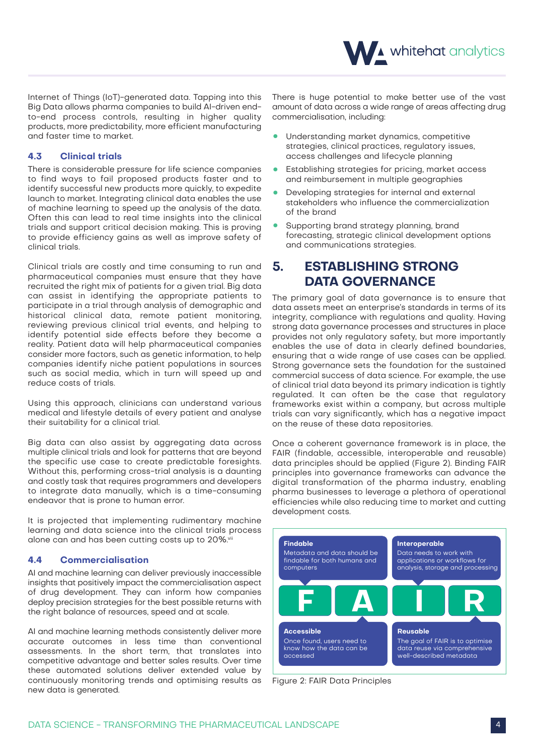Internet of Things (IoT)-generated data. Tapping into this Big Data allows pharma companies to build AI-driven end-to-end process controls, resulting in higher quality products, more predictability, more efficient manufacturing and faster time to market.

### 4.3 Clinical trials

There is considerable pressure for life science companies to find ways to fail proposed products faster and to identify successful new products more quickly, to expedite launch to market. Integrating clinical data enables the use of machine learning to speed up the analysis of the data. Often this can lead to real time insights into the clinical trials and support critical decision making. This is proving to provide efficiency gains as well as improve safety of clinical trials.

Clinical trials are costly and time consuming to run and pharmaceutical companies must ensure that they have recruited the right mix of patients for a given trial. Big data can assist in identifying the appropriate patients to participate in a trial through analysis of demographic and historical clinical data, remote patient monitoring, reviewing previous clinical trial events, and helping to identify potential side effects before they become a reality. Patient data will help pharmaceutical companies consider more factors, such as genetic information, to help companies identify niche patient populations in sources such as social media, which in turn will speed up and reduce costs of trials.

Using this approach, clinicians can understand various medical and lifestyle details of every patient and analyse their suitability for a clinical trial.

Big data can also assist by aggregating data across multiple clinical trials and look for patterns that are beyond the specific use case to create predictable foresights. Without this, performing cross-trial analysis is a daunting and costly task that requires programmers and developers to integrate data manually, which is a time-consuming endeavor that is prone to human error.

It is projected that implementing rudimentary machine learning and data science into the clinical trials process alone can and has been cutting costs up to 20%.[vii]

### 4.4 Commercialisation

AI and machine learning can deliver previously inaccessible insights that positively impact the commercialisation aspect of drug development. They can inform how companies deploy precision strategies for the best possible returns with the right balance of resources, speed and at scale.

AI and machine learning methods consistently deliver more accurate outcomes in less time than conventional assessments. In the short term, that translates into competitive advantage and better sales results. Over time these automated solutions deliver extended value by continuously monitoring trends and optimising results as new data is generated.

There is huge potential to make better use of the vast amount of data across a wide range of areas affecting drug commercialisation, including:

- Understanding market dynamics, competitive strategies, clinical practices, regulatory issues, access challenges and lifecycle planning
- Establishing strategies for pricing, market access and reimbursement in multiple geographies
- Developing strategies for internal and external stakeholders who influence the commercialization of the brand
- Supporting brand strategy planning, brand forecasting, strategic clinical development options and communications strategies.

## 5. ESTABLISHING STRONG DATA GOVERNANCE

The primary goal of data governance is to ensure that data assets meet an enterprise's standards in terms of its integrity, compliance with regulations and quality. Having strong data governance processes and structures in place provides not only regulatory safety, but more importantly enables the use of data in clearly defined boundaries, ensuring that a wide range of use cases can be applied. Strong governance sets the foundation for the sustained commercial success of data science. For example, the use of clinical trial data beyond its primary indication is tightly regulated. It can often be the case that regulatory frameworks exist within a company, but across multiple trials can vary significantly, which has a negative impact on the reuse of these data repositories.

Once a coherent governance framework is in place, the FAIR (findable, accessible, interoperable and reusable) data principles should be applied (Figure 2). Binding FAIR principles into governance frameworks can advance the digital transformation of the pharma industry, enabling pharma businesses to leverage a plethora of operational efficiencies while also reducing time to market and cutting development costs.

**Findable**
Metadata and data should be findable for both humans and computers

**Interoperable**
Data needs to work with applications or workflows for analysis, storage and processing

**F A I R**

**Accessible**
Once found, users need to know how the data can be accessed

**Reusable**
The goal of FAIR is to optimise data reuse via comprehensive well-described metadata

Figure 2: FAIR Data Principles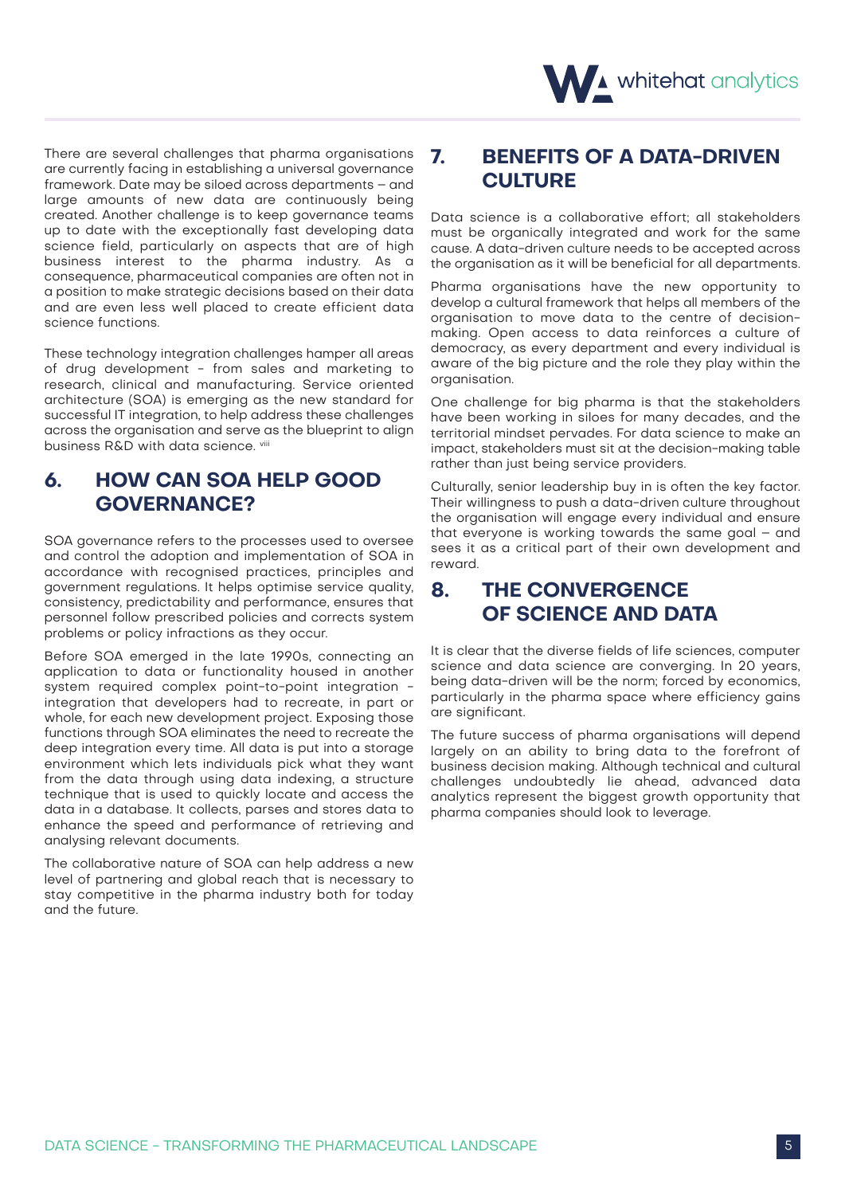There are several challenges that pharma organisations are currently facing in establishing a universal governance framework. Date may be siloed across departments – and large amounts of new data are continuously being created. Another challenge is to keep governance teams up to date with the exceptionally fast developing data science field, particularly on aspects that are of high business interest to the pharma industry. As a consequence, pharmaceutical companies are often not in a position to make strategic decisions based on their data and are even less well placed to create efficient data science functions.

These technology integration challenges hamper all areas of drug development - from sales and marketing to research, clinical and manufacturing. Service oriented architecture (SOA) is emerging as the new standard for successful IT integration, to help address these challenges across the organisation and serve as the blueprint to align business R&D with data science. [viii]

## 6. HOW CAN SOA HELP GOOD GOVERNANCE?

SOA governance refers to the processes used to oversee and control the adoption and implementation of SOA in accordance with recognised practices, principles and government regulations. It helps optimise service quality, consistency, predictability and performance, ensures that personnel follow prescribed policies and corrects system problems or policy infractions as they occur.

Before SOA emerged in the late 1990s, connecting an application to data or functionality housed in another system required complex point-to-point integration - integration that developers had to recreate, in part or whole, for each new development project. Exposing those functions through SOA eliminates the need to recreate the deep integration every time. All data is put into a storage environment which lets individuals pick what they want from the data through using data indexing, a structure technique that is used to quickly locate and access the data in a database. It collects, parses and stores data to enhance the speed and performance of retrieving and analysing relevant documents.

The collaborative nature of SOA can help address a new level of partnering and global reach that is necessary to stay competitive in the pharma industry both for today and the future.

## 7. BENEFITS OF A DATA-DRIVEN CULTURE

Data science is a collaborative effort; all stakeholders must be organically integrated and work for the same cause. A data-driven culture needs to be accepted across the organisation as it will be beneficial for all departments.

Pharma organisations have the new opportunity to develop a cultural framework that helps all members of the organisation to move data to the centre of decision-making. Open access to data reinforces a culture of democracy, as every department and every individual is aware of the big picture and the role they play within the organisation.

One challenge for big pharma is that the stakeholders have been working in siloes for many decades, and the territorial mindset pervades. For data science to make an impact, stakeholders must sit at the decision-making table rather than just being service providers.

Culturally, senior leadership buy in is often the key factor. Their willingness to push a data-driven culture throughout the organisation will engage every individual and ensure that everyone is working towards the same goal – and sees it as a critical part of their own development and reward.

## 8. THE CONVERGENCE OF SCIENCE AND DATA

It is clear that the diverse fields of life sciences, computer science and data science are converging. In 20 years, being data-driven will be the norm; forced by economics, particularly in the pharma space where efficiency gains are significant.

The future success of pharma organisations will depend largely on an ability to bring data to the forefront of business decision making. Although technical and cultural challenges undoubtedly lie ahead, advanced data analytics represent the biggest growth opportunity that pharma companies should look to leverage.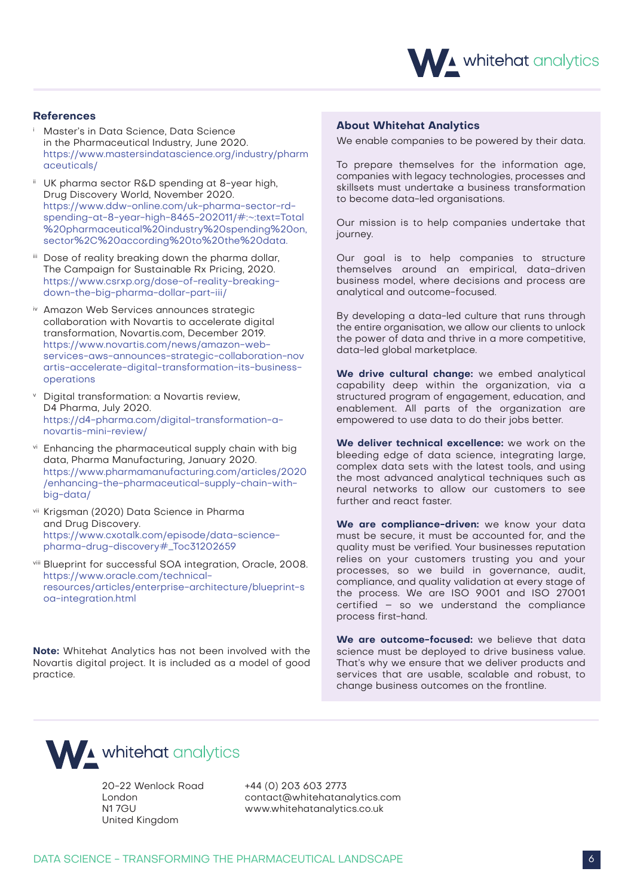## References

- [i] Master's in Data Science, Data Science in the Pharmaceutical Industry, June 2020. https://www.mastersindatascience.org/industry/pharmaceuticals/
- [ii] UK pharma sector R&D spending at 8-year high, Drug Discovery World, November 2020. https://www.ddw-online.com/uk-pharma-sector-rd-spending-at-8-year-high-8465-202011/#:~:text=Total%20pharmaceutical%20industry%20spending%20on,sector%2C%20according%20to%20the%20data.
- [iii] Dose of reality breaking down the pharma dollar, The Campaign for Sustainable Rx Pricing, 2020. https://www.csrxp.org/dose-of-reality-breaking-down-the-big-pharma-dollar-part-iii/
- [iv] Amazon Web Services announces strategic collaboration with Novartis to accelerate digital transformation, Novartis.com, December 2019. https://www.novartis.com/news/amazon-web-services-aws-announces-strategic-collaboration-novartis-accelerate-digital-transformation-its-business-operations
- [v] Digital transformation: a Novartis review, D4 Pharma, July 2020. https://d4-pharma.com/digital-transformation-a-novartis-mini-review/
- [vi] Enhancing the pharmaceutical supply chain with big data, Pharma Manufacturing, January 2020. https://www.pharmamanufacturing.com/articles/2020/enhancing-the-pharmaceutical-supply-chain-with-big-data/
- [vii] Krigsman (2020) Data Science in Pharma and Drug Discovery. https://www.cxotalk.com/episode/data-science-pharma-drug-discovery#_Toc31202659
- [viii] Blueprint for successful SOA integration, Oracle, 2008. https://www.oracle.com/technical-resources/articles/enterprise-architecture/blueprint-soa-integration.html

**Note:** Whitehat Analytics has not been involved with the Novartis digital project. It is included as a model of good practice.

### About Whitehat Analytics

We enable companies to be powered by their data.

To prepare themselves for the information age, companies with legacy technologies, processes and skillsets must undertake a business transformation to become data-led organisations.

Our mission is to help companies undertake that journey.

Our goal is to help companies to structure themselves around an empirical, data-driven business model, where decisions and process are analytical and outcome-focused.

By developing a data-led culture that runs through the entire organisation, we allow our clients to unlock the power of data and thrive in a more competitive, data-led global marketplace.

**We drive cultural change:** we embed analytical capability deep within the organization, via a structured program of engagement, education, and enablement. All parts of the organization are empowered to use data to do their jobs better.

**We deliver technical excellence:** we work on the bleeding edge of data science, integrating large, complex data sets with the latest tools, and using the most advanced analytical techniques such as neural networks to allow our customers to see further and react faster.

**We are compliance-driven:** we know your data must be secure, it must be accounted for, and the quality must be verified. Your businesses reputation relies on your customers trusting you and your processes, so we build in governance, audit, compliance, and quality validation at every stage of the process. We are ISO 9001 and ISO 27001 certified – so we understand the compliance process first-hand.

**We are outcome-focused:** we believe that data science must be deployed to drive business value. That's why we ensure that we deliver products and services that are usable, scalable and robust, to change business outcomes on the frontline.

whitehat analytics

20-22 Wenlock Road
London
N1 7GU
United Kingdom

+44 (0) 203 603 2773
contact@whitehatanalytics.com
www.whitehatanalytics.co.uk